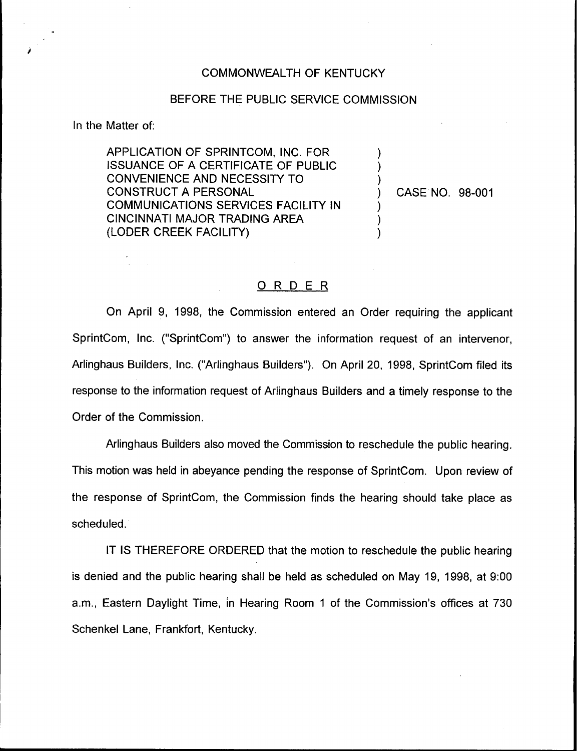COMMONWEALTH OF KENTUCKY

BEFORE THE PUBLIC SERVICE COMMISSION

In the Matter of:

| | | |
|---|---|---|
| APPLICATION OF SPRINTCOM, INC. FOR ISSUANCE OF A CERTIFICATE OF PUBLIC CONVENIENCE AND NECESSITY TO CONSTRUCT A PERSONAL COMMUNICATIONS SERVICES FACILITY IN CINCINNATI MAJOR TRADING AREA (LODER CREEK FACILITY) | ) | CASE NO. 98-001 |

ORDER

On April 9, 1998, the Commission entered an Order requiring the applicant SprintCom, Inc. ("SprintCom") to answer the information request of an intervenor, Arlinghaus Builders, Inc. ("Arlinghaus Builders"). On April 20, 1998, SprintCom filed its response to the information request of Arlinghaus Builders and a timely response to the Order of the Commission.

Arlinghaus Builders also moved the Commission to reschedule the public hearing. This motion was held in abeyance pending the response of SprintCom. Upon review of the response of SprintCom, the Commission finds the hearing should take place as scheduled.

IT IS THEREFORE ORDERED that the motion to reschedule the public hearing is denied and the public hearing shall be held as scheduled on May 19, 1998, at 9:00 a.m., Eastern Daylight Time, in Hearing Room 1 of the Commission's offices at 730 Schenkel Lane, Frankfort, Kentucky.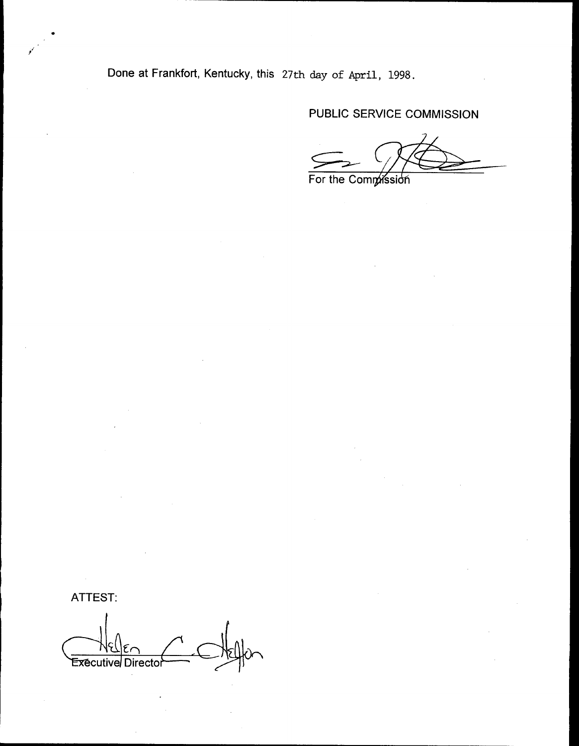Done at Frankfort, Kentucky, this 27th day of April, 1998.

PUBLIC SERVICE COMMISSION

For the Commission

ATTEST:

Executive Director